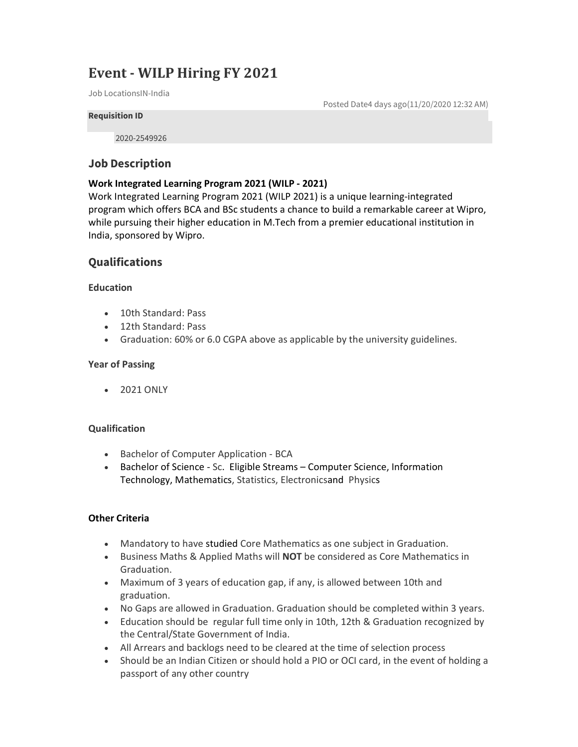# Event - WILP Hiring FY 2021

Job LocationsIN-India

Posted Date4 days ago(11/20/2020 12:32 AM)

**Requisition ID**

2020-2549926

## Job Description

**Work Integrated Learning Program 2021 (WILP - 2021)**

Work Integrated Learning Program 2021 (WILP 2021) is a unique learning-integrated program which offers BCA and BSc students a chance to build a remarkable career at Wipro, while pursuing their higher education in M.Tech from a premier educational institution in India, sponsored by Wipro.

## Qualifications

### Education

- 10th Standard: Pass
- 12th Standard: Pass
- Graduation: 60% or 6.0 CGPA above as applicable by the university guidelines.

### Year of Passing

- 2021 ONLY

### Qualification

- Bachelor of Computer Application - BCA
- Bachelor of Science - Sc. Eligible Streams – Computer Science, Information Technology, Mathematics, Statistics, Electronicsand Physics

### Other Criteria

- Mandatory to have studied Core Mathematics as one subject in Graduation.
- Business Maths & Applied Maths will **NOT** be considered as Core Mathematics in Graduation.
- Maximum of 3 years of education gap, if any, is allowed between 10th and graduation.
- No Gaps are allowed in Graduation. Graduation should be completed within 3 years.
- Education should be regular full time only in 10th, 12th & Graduation recognized by the Central/State Government of India.
- All Arrears and backlogs need to be cleared at the time of selection process
- Should be an Indian Citizen or should hold a PIO or OCI card, in the event of holding a passport of any other country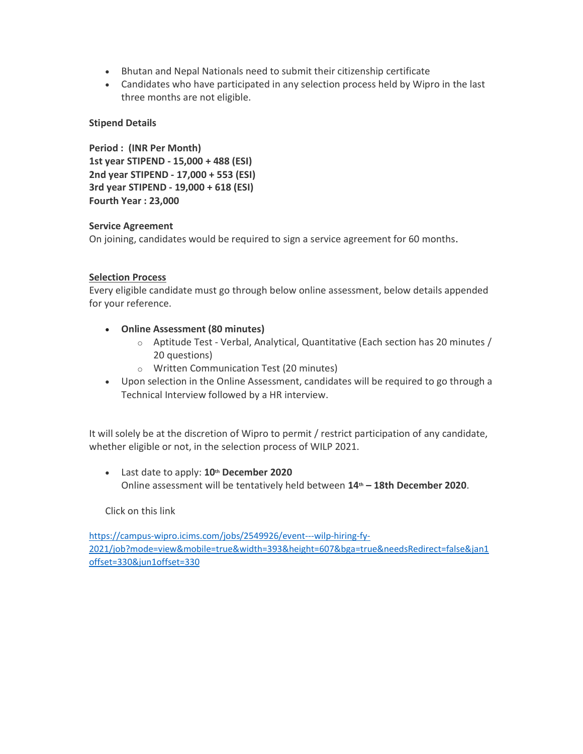- Bhutan and Nepal Nationals need to submit their citizenship certificate
- Candidates who have participated in any selection process held by Wipro in the last three months are not eligible.

**Stipend Details**

**Period : (INR Per Month)**
**1st year STIPEND - 15,000 + 488 (ESI)**
**2nd year STIPEND - 17,000 + 553 (ESI)**
**3rd year STIPEND - 19,000 + 618 (ESI)**
**Fourth Year : 23,000**

**Service Agreement**
On joining, candidates would be required to sign a service agreement for 60 months.

**Selection Process**
Every eligible candidate must go through below online assessment, below details appended for your reference.

- **Online Assessment (80 minutes)**
  - Aptitude Test - Verbal, Analytical, Quantitative (Each section has 20 minutes / 20 questions)
  - Written Communication Test (20 minutes)
- Upon selection in the Online Assessment, candidates will be required to go through a Technical Interview followed by a HR interview.

It will solely be at the discretion of Wipro to permit / restrict participation of any candidate, whether eligible or not, in the selection process of WILP 2021.

- Last date to apply: **10th December 2020**
  Online assessment will be tentatively held between **14th – 18th December 2020**.

Click on this link

https://campus-wipro.icims.com/jobs/2549926/event---wilp-hiring-fy-2021/job?mode=view&mobile=true&width=393&height=607&bga=true&needsRedirect=false&jan1offset=330&jun1offset=330